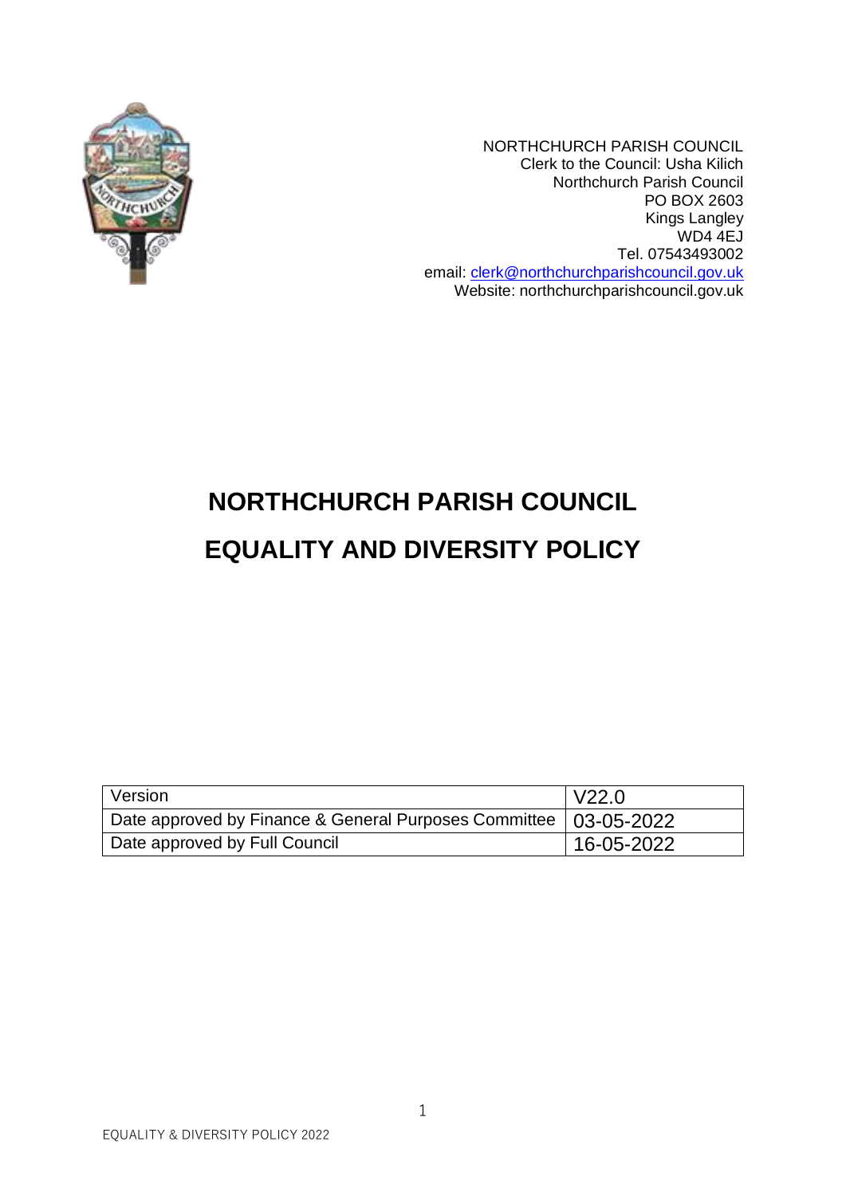NORTHCHURCH PARISH COUNCIL
Clerk to the Council: Usha Kilich
Northchurch Parish Council
PO BOX 2603
Kings Langley
WD4 4EJ
Tel. 07543493002
email: clerk@northchurchparishcouncil.gov.uk
Website: northchurchparishcouncil.gov.uk

# NORTHCHURCH PARISH COUNCIL

# EQUALITY AND DIVERSITY POLICY

| | |
|---|---|
| Version | V22.0 |
| Date approved by Finance & General Purposes Committee | 03-05-2022 |
| Date approved by Full Council | 16-05-2022 |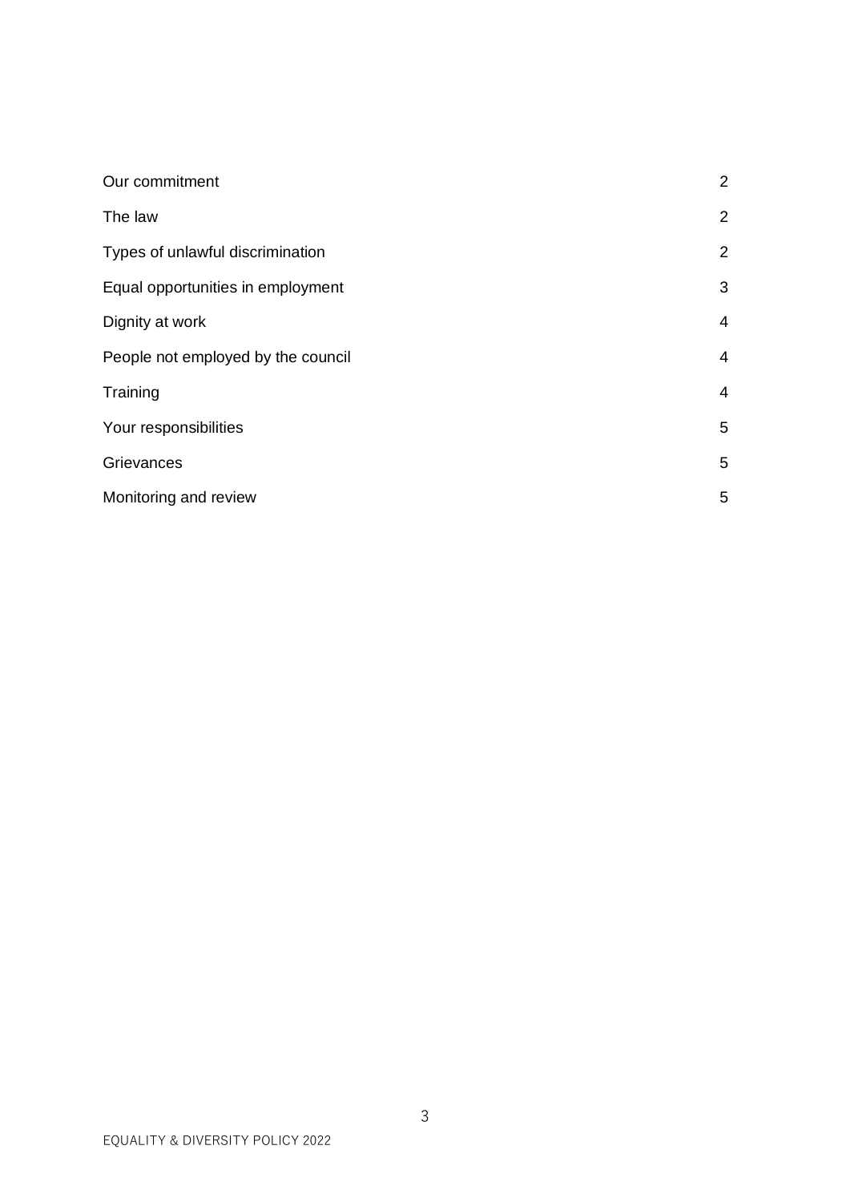| | |
|---|---|
| Our commitment | 2 |
| The law | 2 |
| Types of unlawful discrimination | 2 |
| Equal opportunities in employment | 3 |
| Dignity at work | 4 |
| People not employed by the council | 4 |
| Training | 4 |
| Your responsibilities | 5 |
| Grievances | 5 |
| Monitoring and review | 5 |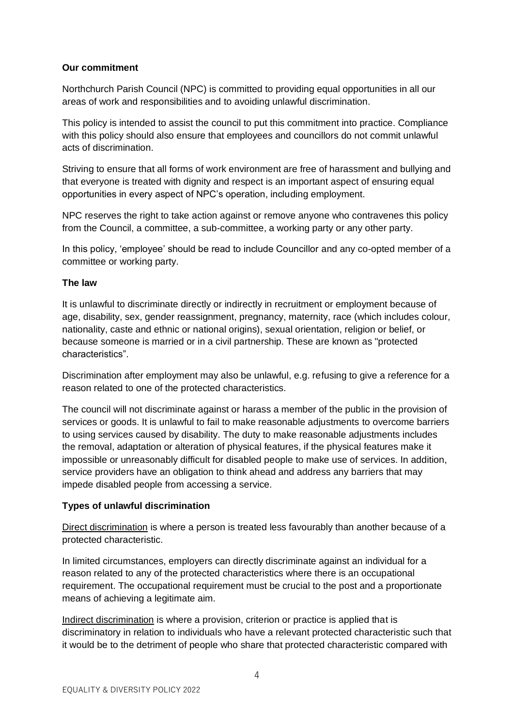**Our commitment**

Northchurch Parish Council (NPC) is committed to providing equal opportunities in all our areas of work and responsibilities and to avoiding unlawful discrimination.

This policy is intended to assist the council to put this commitment into practice. Compliance with this policy should also ensure that employees and councillors do not commit unlawful acts of discrimination.

Striving to ensure that all forms of work environment are free of harassment and bullying and that everyone is treated with dignity and respect is an important aspect of ensuring equal opportunities in every aspect of NPC's operation, including employment.

NPC reserves the right to take action against or remove anyone who contravenes this policy from the Council, a committee, a sub-committee, a working party or any other party.

In this policy, 'employee' should be read to include Councillor and any co-opted member of a committee or working party.

**The law**

It is unlawful to discriminate directly or indirectly in recruitment or employment because of age, disability, sex, gender reassignment, pregnancy, maternity, race (which includes colour, nationality, caste and ethnic or national origins), sexual orientation, religion or belief, or because someone is married or in a civil partnership. These are known as "protected characteristics".

Discrimination after employment may also be unlawful, e.g. refusing to give a reference for a reason related to one of the protected characteristics.

The council will not discriminate against or harass a member of the public in the provision of services or goods. It is unlawful to fail to make reasonable adjustments to overcome barriers to using services caused by disability. The duty to make reasonable adjustments includes the removal, adaptation or alteration of physical features, if the physical features make it impossible or unreasonably difficult for disabled people to make use of services. In addition, service providers have an obligation to think ahead and address any barriers that may impede disabled people from accessing a service.

**Types of unlawful discrimination**

Direct discrimination is where a person is treated less favourably than another because of a protected characteristic.

In limited circumstances, employers can directly discriminate against an individual for a reason related to any of the protected characteristics where there is an occupational requirement. The occupational requirement must be crucial to the post and a proportionate means of achieving a legitimate aim.

Indirect discrimination is where a provision, criterion or practice is applied that is discriminatory in relation to individuals who have a relevant protected characteristic such that it would be to the detriment of people who share that protected characteristic compared with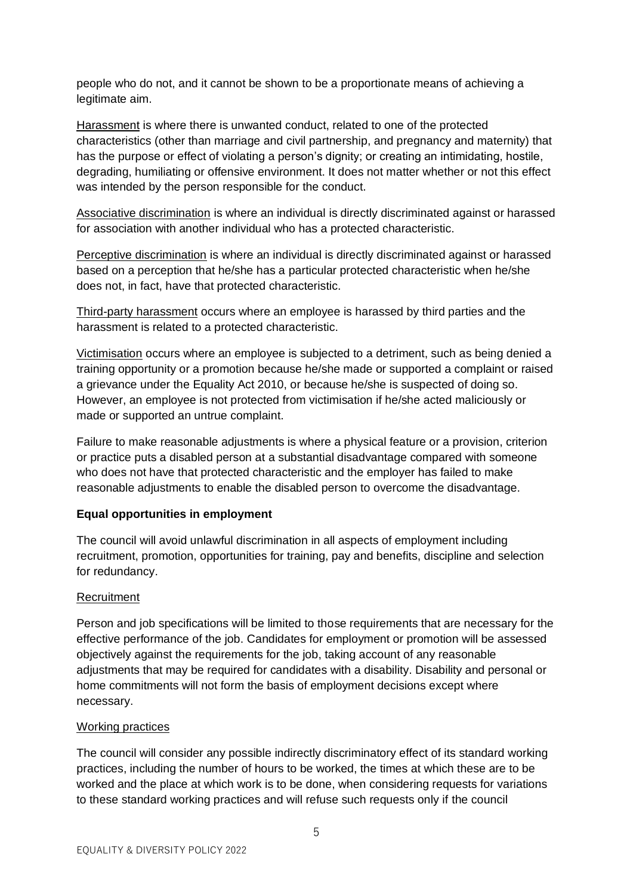people who do not, and it cannot be shown to be a proportionate means of achieving a legitimate aim.

Harassment is where there is unwanted conduct, related to one of the protected characteristics (other than marriage and civil partnership, and pregnancy and maternity) that has the purpose or effect of violating a person's dignity; or creating an intimidating, hostile, degrading, humiliating or offensive environment. It does not matter whether or not this effect was intended by the person responsible for the conduct.

Associative discrimination is where an individual is directly discriminated against or harassed for association with another individual who has a protected characteristic.

Perceptive discrimination is where an individual is directly discriminated against or harassed based on a perception that he/she has a particular protected characteristic when he/she does not, in fact, have that protected characteristic.

Third-party harassment occurs where an employee is harassed by third parties and the harassment is related to a protected characteristic.

Victimisation occurs where an employee is subjected to a detriment, such as being denied a training opportunity or a promotion because he/she made or supported a complaint or raised a grievance under the Equality Act 2010, or because he/she is suspected of doing so. However, an employee is not protected from victimisation if he/she acted maliciously or made or supported an untrue complaint.

Failure to make reasonable adjustments is where a physical feature or a provision, criterion or practice puts a disabled person at a substantial disadvantage compared with someone who does not have that protected characteristic and the employer has failed to make reasonable adjustments to enable the disabled person to overcome the disadvantage.

**Equal opportunities in employment**

The council will avoid unlawful discrimination in all aspects of employment including recruitment, promotion, opportunities for training, pay and benefits, discipline and selection for redundancy.

Recruitment

Person and job specifications will be limited to those requirements that are necessary for the effective performance of the job. Candidates for employment or promotion will be assessed objectively against the requirements for the job, taking account of any reasonable adjustments that may be required for candidates with a disability. Disability and personal or home commitments will not form the basis of employment decisions except where necessary.

Working practices

The council will consider any possible indirectly discriminatory effect of its standard working practices, including the number of hours to be worked, the times at which these are to be worked and the place at which work is to be done, when considering requests for variations to these standard working practices and will refuse such requests only if the council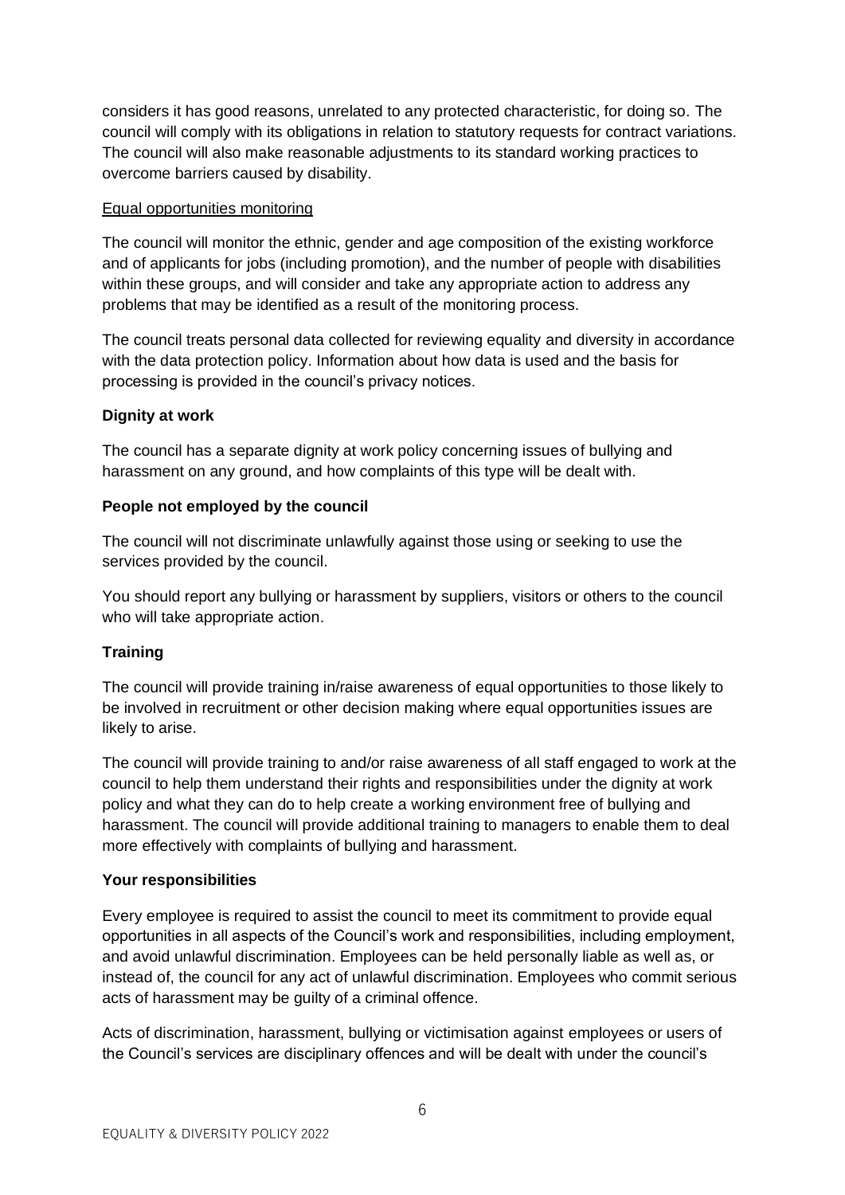considers it has good reasons, unrelated to any protected characteristic, for doing so. The council will comply with its obligations in relation to statutory requests for contract variations. The council will also make reasonable adjustments to its standard working practices to overcome barriers caused by disability.

Equal opportunities monitoring

The council will monitor the ethnic, gender and age composition of the existing workforce and of applicants for jobs (including promotion), and the number of people with disabilities within these groups, and will consider and take any appropriate action to address any problems that may be identified as a result of the monitoring process.

The council treats personal data collected for reviewing equality and diversity in accordance with the data protection policy. Information about how data is used and the basis for processing is provided in the council's privacy notices.

**Dignity at work**

The council has a separate dignity at work policy concerning issues of bullying and harassment on any ground, and how complaints of this type will be dealt with.

**People not employed by the council**

The council will not discriminate unlawfully against those using or seeking to use the services provided by the council.

You should report any bullying or harassment by suppliers, visitors or others to the council who will take appropriate action.

**Training**

The council will provide training in/raise awareness of equal opportunities to those likely to be involved in recruitment or other decision making where equal opportunities issues are likely to arise.

The council will provide training to and/or raise awareness of all staff engaged to work at the council to help them understand their rights and responsibilities under the dignity at work policy and what they can do to help create a working environment free of bullying and harassment. The council will provide additional training to managers to enable them to deal more effectively with complaints of bullying and harassment.

**Your responsibilities**

Every employee is required to assist the council to meet its commitment to provide equal opportunities in all aspects of the Council's work and responsibilities, including employment, and avoid unlawful discrimination. Employees can be held personally liable as well as, or instead of, the council for any act of unlawful discrimination. Employees who commit serious acts of harassment may be guilty of a criminal offence.

Acts of discrimination, harassment, bullying or victimisation against employees or users of the Council's services are disciplinary offences and will be dealt with under the council's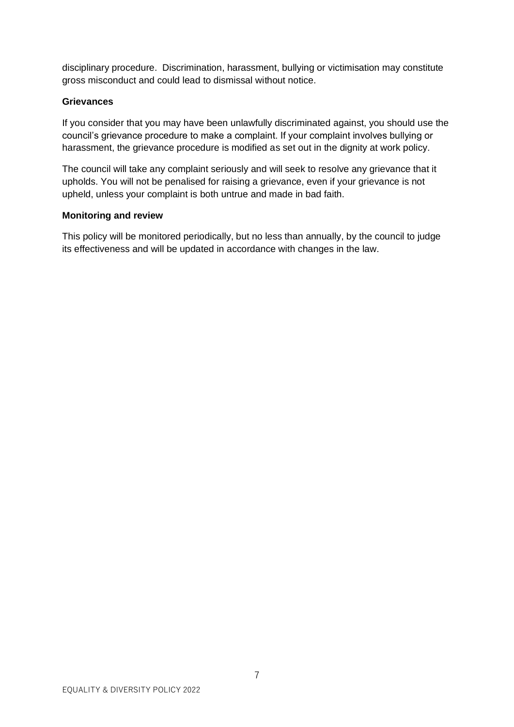disciplinary procedure. Discrimination, harassment, bullying or victimisation may constitute gross misconduct and could lead to dismissal without notice.

**Grievances**

If you consider that you may have been unlawfully discriminated against, you should use the council's grievance procedure to make a complaint. If your complaint involves bullying or harassment, the grievance procedure is modified as set out in the dignity at work policy.

The council will take any complaint seriously and will seek to resolve any grievance that it upholds. You will not be penalised for raising a grievance, even if your grievance is not upheld, unless your complaint is both untrue and made in bad faith.

**Monitoring and review**

This policy will be monitored periodically, but no less than annually, by the council to judge its effectiveness and will be updated in accordance with changes in the law.